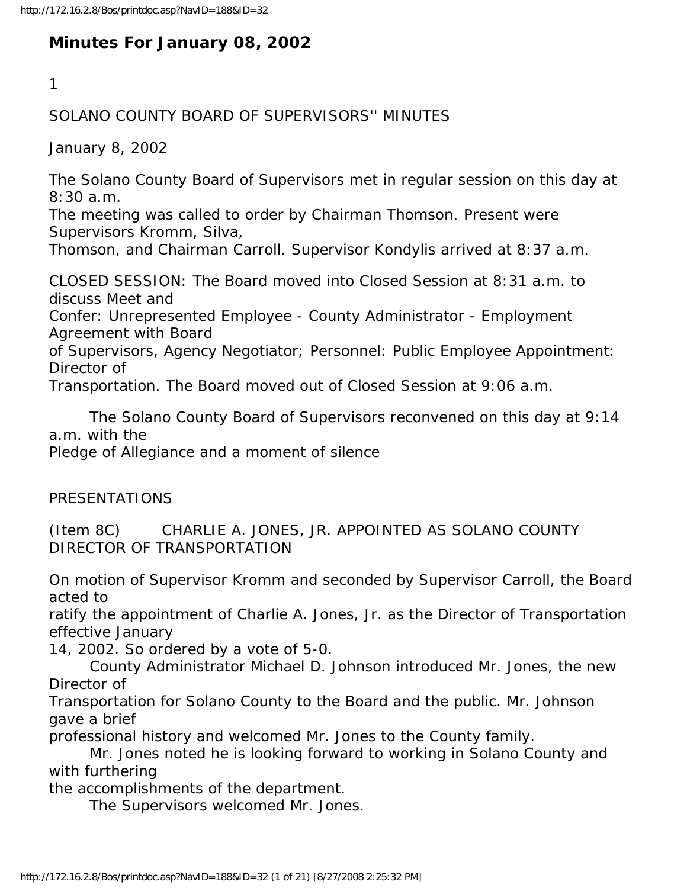# Minutes For January 08, 2002

1

SOLANO COUNTY BOARD OF SUPERVISORS'' MINUTES

January 8, 2002

The Solano County Board of Supervisors met in regular session on this day at 8:30 a.m. The meeting was called to order by Chairman Thomson. Present were Supervisors Kromm, Silva, Thomson, and Chairman Carroll. Supervisor Kondylis arrived at 8:37 a.m.

CLOSED SESSION: The Board moved into Closed Session at 8:31 a.m. to discuss Meet and Confer: Unrepresented Employee - County Administrator - Employment Agreement with Board of Supervisors, Agency Negotiator; Personnel: Public Employee Appointment: Director of Transportation. The Board moved out of Closed Session at 9:06 a.m.

The Solano County Board of Supervisors reconvened on this day at 9:14 a.m. with the Pledge of Allegiance and a moment of silence

PRESENTATIONS

(Item 8C) CHARLIE A. JONES, JR. APPOINTED AS SOLANO COUNTY DIRECTOR OF TRANSPORTATION

On motion of Supervisor Kromm and seconded by Supervisor Carroll, the Board acted to ratify the appointment of Charlie A. Jones, Jr. as the Director of Transportation effective January 14, 2002. So ordered by a vote of 5-0.

County Administrator Michael D. Johnson introduced Mr. Jones, the new Director of Transportation for Solano County to the Board and the public. Mr. Johnson gave a brief professional history and welcomed Mr. Jones to the County family.

Mr. Jones noted he is looking forward to working in Solano County and with furthering the accomplishments of the department.

The Supervisors welcomed Mr. Jones.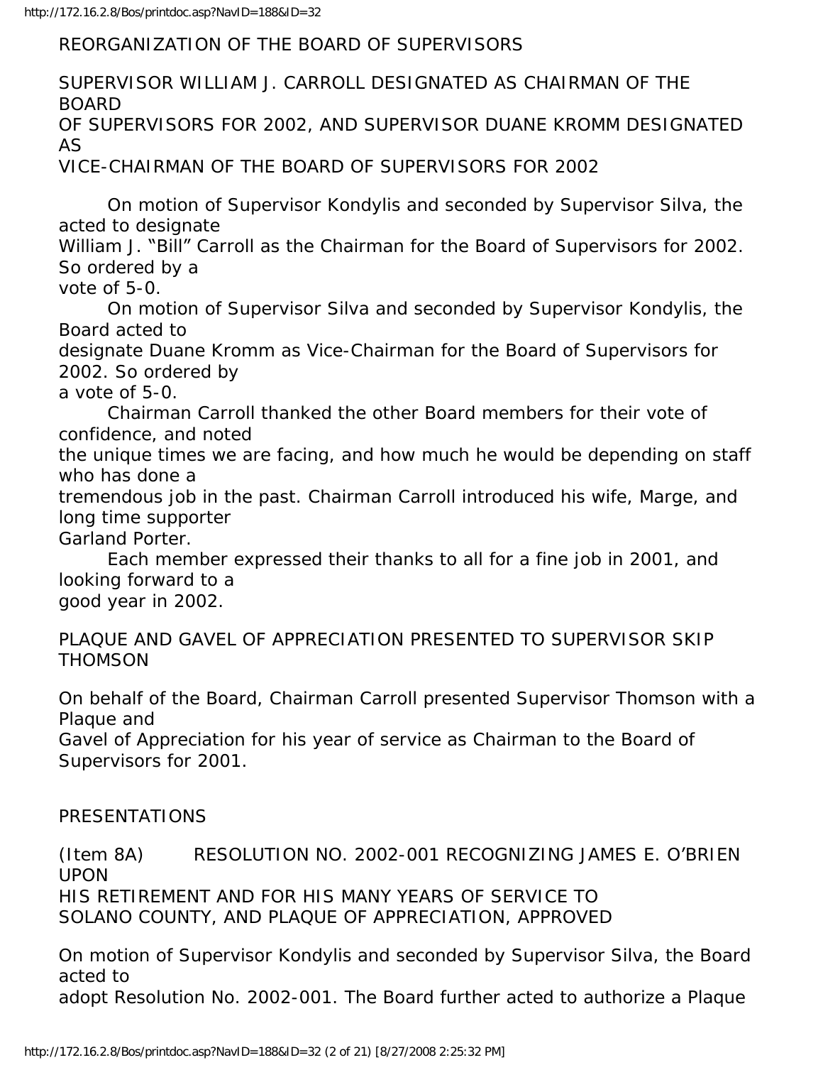REORGANIZATION OF THE BOARD OF SUPERVISORS

SUPERVISOR WILLIAM J. CARROLL DESIGNATED AS CHAIRMAN OF THE BOARD OF SUPERVISORS FOR 2002, AND SUPERVISOR DUANE KROMM DESIGNATED AS VICE-CHAIRMAN OF THE BOARD OF SUPERVISORS FOR 2002

On motion of Supervisor Kondylis and seconded by Supervisor Silva, the acted to designate William J. "Bill" Carroll as the Chairman for the Board of Supervisors for 2002. So ordered by a vote of 5-0.

On motion of Supervisor Silva and seconded by Supervisor Kondylis, the Board acted to designate Duane Kromm as Vice-Chairman for the Board of Supervisors for 2002. So ordered by a vote of 5-0.

Chairman Carroll thanked the other Board members for their vote of confidence, and noted the unique times we are facing, and how much he would be depending on staff who has done a tremendous job in the past. Chairman Carroll introduced his wife, Marge, and long time supporter Garland Porter.

Each member expressed their thanks to all for a fine job in 2001, and looking forward to a good year in 2002.

PLAQUE AND GAVEL OF APPRECIATION PRESENTED TO SUPERVISOR SKIP THOMSON

On behalf of the Board, Chairman Carroll presented Supervisor Thomson with a Plaque and Gavel of Appreciation for his year of service as Chairman to the Board of Supervisors for 2001.

PRESENTATIONS

(Item 8A) RESOLUTION NO. 2002-001 RECOGNIZING JAMES E. O'BRIEN UPON HIS RETIREMENT AND FOR HIS MANY YEARS OF SERVICE TO SOLANO COUNTY, AND PLAQUE OF APPRECIATION, APPROVED

On motion of Supervisor Kondylis and seconded by Supervisor Silva, the Board acted to adopt Resolution No. 2002-001. The Board further acted to authorize a Plaque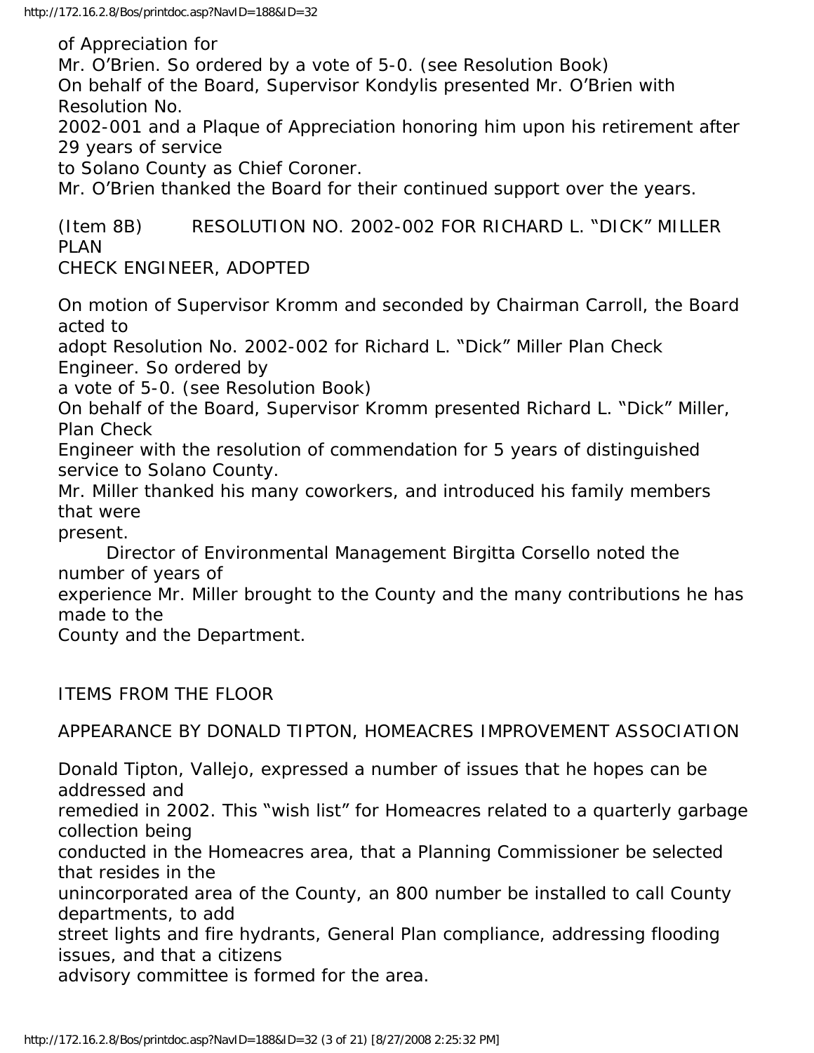of Appreciation for Mr. O'Brien. So ordered by a vote of 5-0. (see Resolution Book)

On behalf of the Board, Supervisor Kondylis presented Mr. O'Brien with Resolution No. 2002-001 and a Plaque of Appreciation honoring him upon his retirement after 29 years of service to Solano County as Chief Coroner.

Mr. O'Brien thanked the Board for their continued support over the years.

(Item 8B) RESOLUTION NO. 2002-002 FOR RICHARD L. "DICK" MILLER PLAN CHECK ENGINEER, ADOPTED

On motion of Supervisor Kromm and seconded by Chairman Carroll, the Board acted to adopt Resolution No. 2002-002 for Richard L. "Dick" Miller Plan Check Engineer. So ordered by a vote of 5-0. (see Resolution Book)

On behalf of the Board, Supervisor Kromm presented Richard L. "Dick" Miller, Plan Check Engineer with the resolution of commendation for 5 years of distinguished service to Solano County.

Mr. Miller thanked his many coworkers, and introduced his family members that were present.

Director of Environmental Management Birgitta Corsello noted the number of years of experience Mr. Miller brought to the County and the many contributions he has made to the County and the Department.

ITEMS FROM THE FLOOR

APPEARANCE BY DONALD TIPTON, HOMEACRES IMPROVEMENT ASSOCIATION

Donald Tipton, Vallejo, expressed a number of issues that he hopes can be addressed and remedied in 2002. This "wish list" for Homeacres related to a quarterly garbage collection being conducted in the Homeacres area, that a Planning Commissioner be selected that resides in the unincorporated area of the County, an 800 number be installed to call County departments, to add street lights and fire hydrants, General Plan compliance, addressing flooding issues, and that a citizens advisory committee is formed for the area.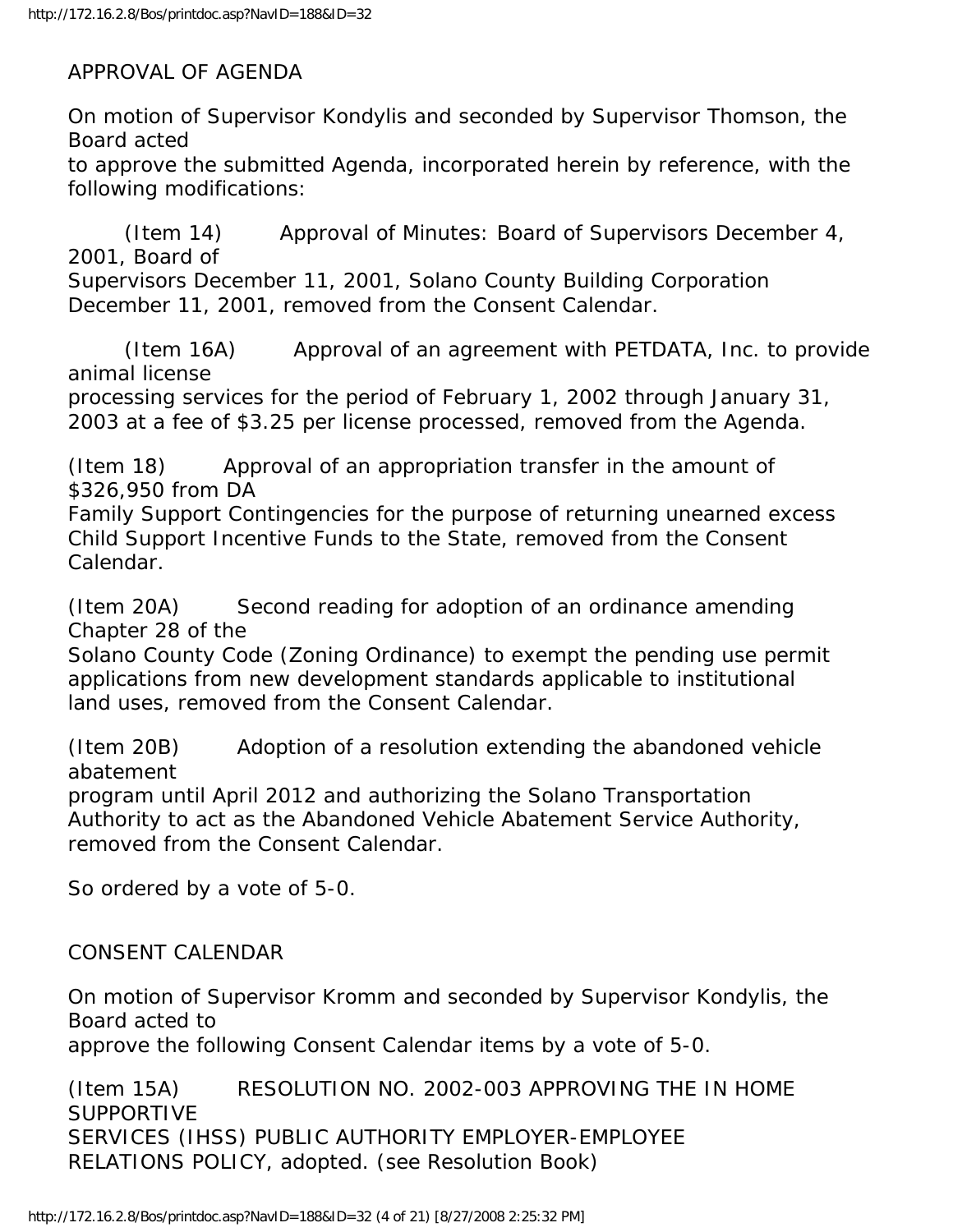## APPROVAL OF AGENDA

On motion of Supervisor Kondylis and seconded by Supervisor Thomson, the Board acted to approve the submitted Agenda, incorporated herein by reference, with the following modifications:

(Item 14) Approval of Minutes: Board of Supervisors December 4, 2001, Board of Supervisors December 11, 2001, Solano County Building Corporation December 11, 2001, removed from the Consent Calendar.

(Item 16A) Approval of an agreement with PETDATA, Inc. to provide animal license processing services for the period of February 1, 2002 through January 31, 2003 at a fee of $3.25 per license processed, removed from the Agenda.

(Item 18) Approval of an appropriation transfer in the amount of $326,950 from DA Family Support Contingencies for the purpose of returning unearned excess Child Support Incentive Funds to the State, removed from the Consent Calendar.

(Item 20A) Second reading for adoption of an ordinance amending Chapter 28 of the Solano County Code (Zoning Ordinance) to exempt the pending use permit applications from new development standards applicable to institutional land uses, removed from the Consent Calendar.

(Item 20B) Adoption of a resolution extending the abandoned vehicle abatement program until April 2012 and authorizing the Solano Transportation Authority to act as the Abandoned Vehicle Abatement Service Authority, removed from the Consent Calendar.

So ordered by a vote of 5-0.

## CONSENT CALENDAR

On motion of Supervisor Kromm and seconded by Supervisor Kondylis, the Board acted to approve the following Consent Calendar items by a vote of 5-0.

(Item 15A) RESOLUTION NO. 2002-003 APPROVING THE IN HOME SUPPORTIVE SERVICES (IHSS) PUBLIC AUTHORITY EMPLOYER-EMPLOYEE RELATIONS POLICY, adopted. (see Resolution Book)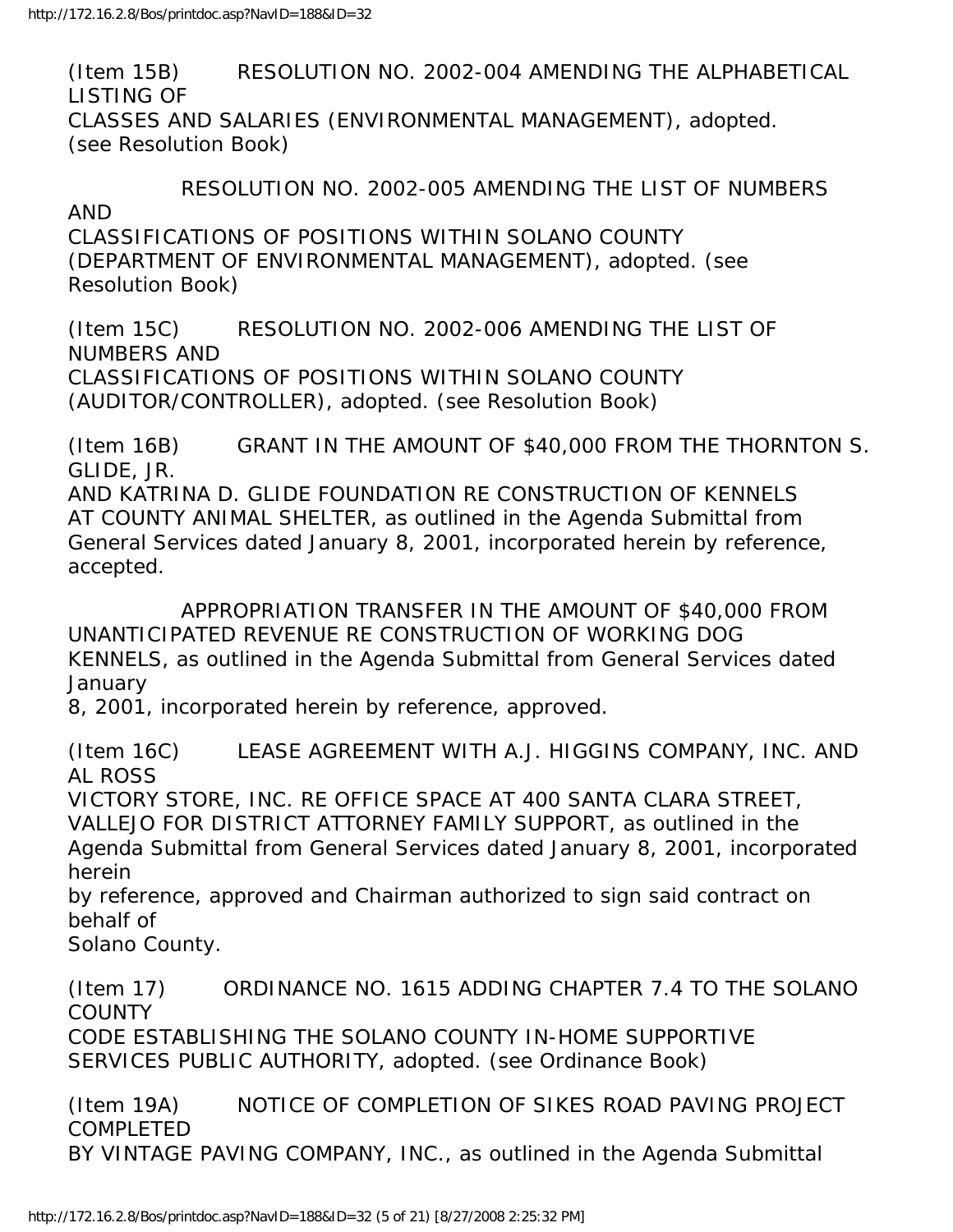(Item 15B) RESOLUTION NO. 2002-004 AMENDING THE ALPHABETICAL LISTING OF CLASSES AND SALARIES (ENVIRONMENTAL MANAGEMENT), adopted. (see Resolution Book)

RESOLUTION NO. 2002-005 AMENDING THE LIST OF NUMBERS AND CLASSIFICATIONS OF POSITIONS WITHIN SOLANO COUNTY (DEPARTMENT OF ENVIRONMENTAL MANAGEMENT), adopted. (see Resolution Book)

(Item 15C) RESOLUTION NO. 2002-006 AMENDING THE LIST OF NUMBERS AND CLASSIFICATIONS OF POSITIONS WITHIN SOLANO COUNTY (AUDITOR/CONTROLLER), adopted. (see Resolution Book)

(Item 16B) GRANT IN THE AMOUNT OF $40,000 FROM THE THORNTON S. GLIDE, JR. AND KATRINA D. GLIDE FOUNDATION RE CONSTRUCTION OF KENNELS AT COUNTY ANIMAL SHELTER, as outlined in the Agenda Submittal from General Services dated January 8, 2001, incorporated herein by reference, accepted.

APPROPRIATION TRANSFER IN THE AMOUNT OF $40,000 FROM UNANTICIPATED REVENUE RE CONSTRUCTION OF WORKING DOG KENNELS, as outlined in the Agenda Submittal from General Services dated January 8, 2001, incorporated herein by reference, approved.

(Item 16C) LEASE AGREEMENT WITH A.J. HIGGINS COMPANY, INC. AND AL ROSS VICTORY STORE, INC. RE OFFICE SPACE AT 400 SANTA CLARA STREET, VALLEJO FOR DISTRICT ATTORNEY FAMILY SUPPORT, as outlined in the Agenda Submittal from General Services dated January 8, 2001, incorporated herein by reference, approved and Chairman authorized to sign said contract on behalf of Solano County.

(Item 17) ORDINANCE NO. 1615 ADDING CHAPTER 7.4 TO THE SOLANO COUNTY CODE ESTABLISHING THE SOLANO COUNTY IN-HOME SUPPORTIVE SERVICES PUBLIC AUTHORITY, adopted. (see Ordinance Book)

(Item 19A) NOTICE OF COMPLETION OF SIKES ROAD PAVING PROJECT COMPLETED BY VINTAGE PAVING COMPANY, INC., as outlined in the Agenda Submittal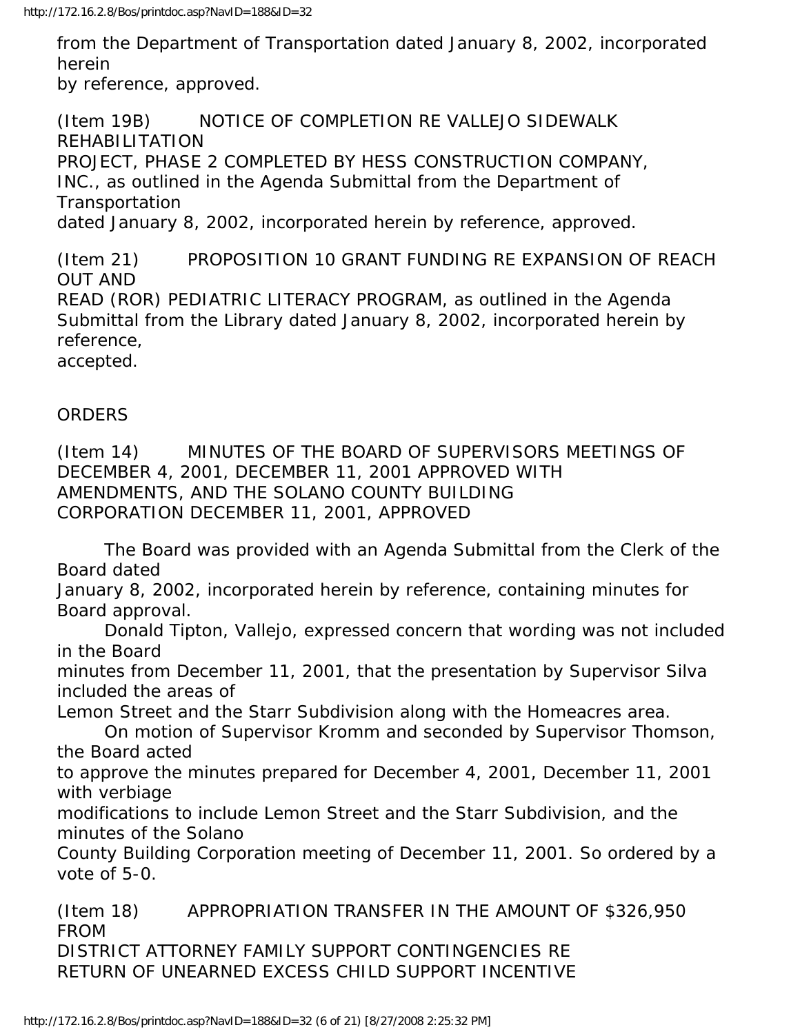from the Department of Transportation dated January 8, 2002, incorporated herein by reference, approved.

(Item 19B) NOTICE OF COMPLETION RE VALLEJO SIDEWALK REHABILITATION PROJECT, PHASE 2 COMPLETED BY HESS CONSTRUCTION COMPANY, INC., as outlined in the Agenda Submittal from the Department of Transportation dated January 8, 2002, incorporated herein by reference, approved.

(Item 21) PROPOSITION 10 GRANT FUNDING RE EXPANSION OF REACH OUT AND READ (ROR) PEDIATRIC LITERACY PROGRAM, as outlined in the Agenda Submittal from the Library dated January 8, 2002, incorporated herein by reference, accepted.

ORDERS

(Item 14) MINUTES OF THE BOARD OF SUPERVISORS MEETINGS OF DECEMBER 4, 2001, DECEMBER 11, 2001 APPROVED WITH AMENDMENTS, AND THE SOLANO COUNTY BUILDING CORPORATION DECEMBER 11, 2001, APPROVED

The Board was provided with an Agenda Submittal from the Clerk of the Board dated January 8, 2002, incorporated herein by reference, containing minutes for Board approval.

Donald Tipton, Vallejo, expressed concern that wording was not included in the Board minutes from December 11, 2001, that the presentation by Supervisor Silva included the areas of Lemon Street and the Starr Subdivision along with the Homeacres area.

On motion of Supervisor Kromm and seconded by Supervisor Thomson, the Board acted to approve the minutes prepared for December 4, 2001, December 11, 2001 with verbiage modifications to include Lemon Street and the Starr Subdivision, and the minutes of the Solano County Building Corporation meeting of December 11, 2001. So ordered by a vote of 5-0.

(Item 18) APPROPRIATION TRANSFER IN THE AMOUNT OF $326,950 FROM DISTRICT ATTORNEY FAMILY SUPPORT CONTINGENCIES RE RETURN OF UNEARNED EXCESS CHILD SUPPORT INCENTIVE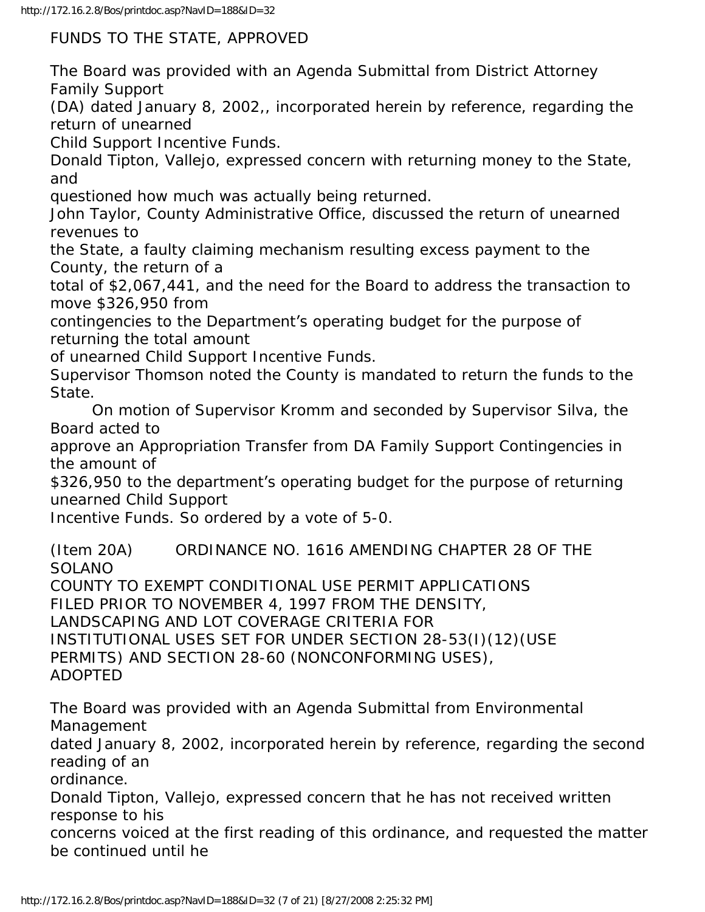FUNDS TO THE STATE, APPROVED

The Board was provided with an Agenda Submittal from District Attorney Family Support (DA) dated January 8, 2002,, incorporated herein by reference, regarding the return of unearned Child Support Incentive Funds.

Donald Tipton, Vallejo, expressed concern with returning money to the State, and questioned how much was actually being returned.

John Taylor, County Administrative Office, discussed the return of unearned revenues to the State, a faulty claiming mechanism resulting excess payment to the County, the return of a total of $2,067,441, and the need for the Board to address the transaction to move $326,950 from contingencies to the Department's operating budget for the purpose of returning the total amount of unearned Child Support Incentive Funds.

Supervisor Thomson noted the County is mandated to return the funds to the State.

On motion of Supervisor Kromm and seconded by Supervisor Silva, the Board acted to approve an Appropriation Transfer from DA Family Support Contingencies in the amount of $326,950 to the department's operating budget for the purpose of returning unearned Child Support Incentive Funds. So ordered by a vote of 5-0.

(Item 20A) ORDINANCE NO. 1616 AMENDING CHAPTER 28 OF THE SOLANO COUNTY TO EXEMPT CONDITIONAL USE PERMIT APPLICATIONS FILED PRIOR TO NOVEMBER 4, 1997 FROM THE DENSITY, LANDSCAPING AND LOT COVERAGE CRITERIA FOR INSTITUTIONAL USES SET FOR UNDER SECTION 28-53(I)(12)(USE PERMITS) AND SECTION 28-60 (NONCONFORMING USES), ADOPTED

The Board was provided with an Agenda Submittal from Environmental Management dated January 8, 2002, incorporated herein by reference, regarding the second reading of an ordinance.

Donald Tipton, Vallejo, expressed concern that he has not received written response to his concerns voiced at the first reading of this ordinance, and requested the matter be continued until he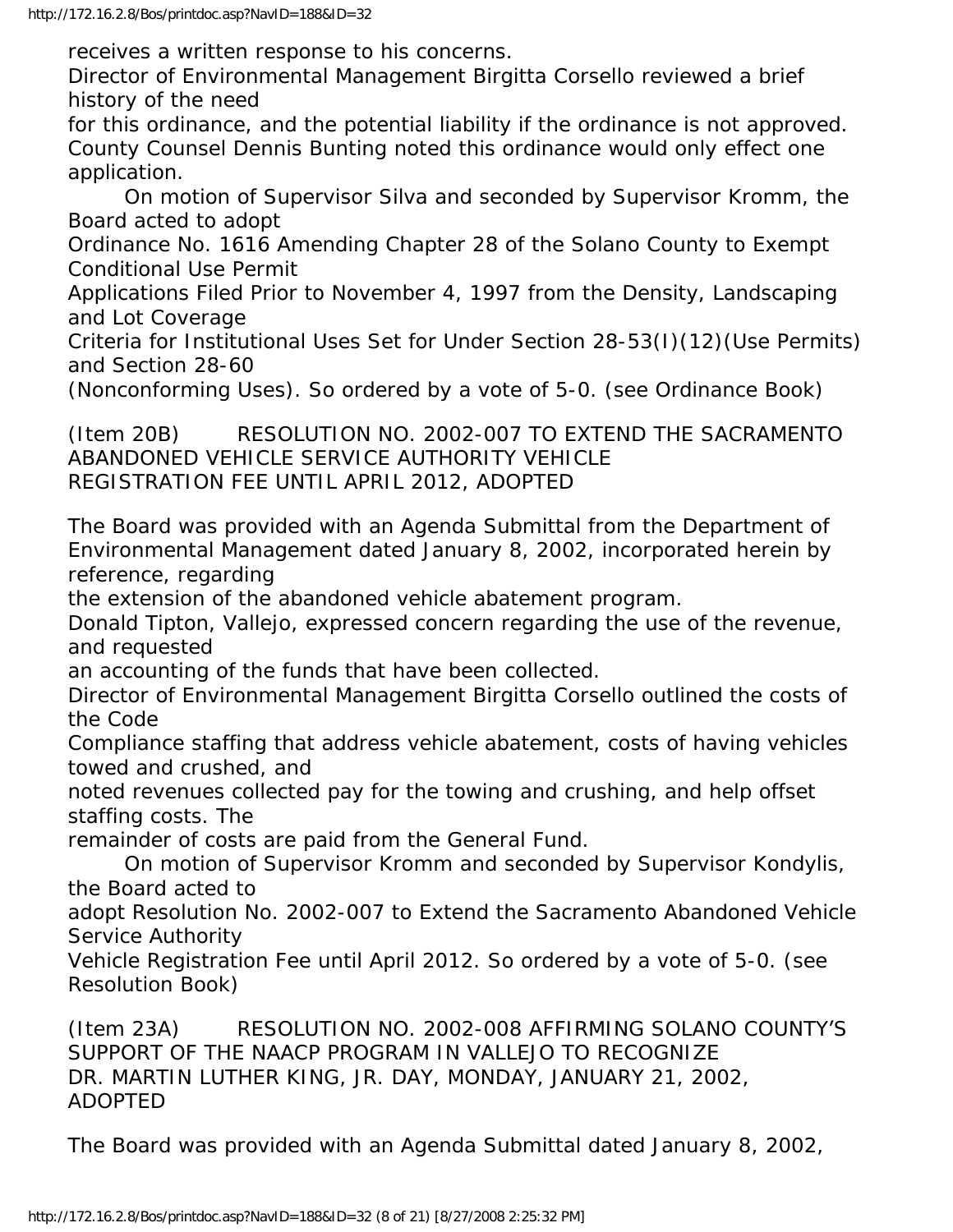receives a written response to his concerns.

Director of Environmental Management Birgitta Corsello reviewed a brief history of the need for this ordinance, and the potential liability if the ordinance is not approved.

County Counsel Dennis Bunting noted this ordinance would only effect one application.

On motion of Supervisor Silva and seconded by Supervisor Kromm, the Board acted to adopt Ordinance No. 1616 Amending Chapter 28 of the Solano County to Exempt Conditional Use Permit Applications Filed Prior to November 4, 1997 from the Density, Landscaping and Lot Coverage Criteria for Institutional Uses Set for Under Section 28-53(I)(12)(Use Permits) and Section 28-60 (Nonconforming Uses). So ordered by a vote of 5-0. (see Ordinance Book)

(Item 20B) RESOLUTION NO. 2002-007 TO EXTEND THE SACRAMENTO ABANDONED VEHICLE SERVICE AUTHORITY VEHICLE REGISTRATION FEE UNTIL APRIL 2012, ADOPTED

The Board was provided with an Agenda Submittal from the Department of Environmental Management dated January 8, 2002, incorporated herein by reference, regarding the extension of the abandoned vehicle abatement program.

Donald Tipton, Vallejo, expressed concern regarding the use of the revenue, and requested an accounting of the funds that have been collected.

Director of Environmental Management Birgitta Corsello outlined the costs of the Code Compliance staffing that address vehicle abatement, costs of having vehicles towed and crushed, and noted revenues collected pay for the towing and crushing, and help offset staffing costs. The remainder of costs are paid from the General Fund.

On motion of Supervisor Kromm and seconded by Supervisor Kondylis, the Board acted to adopt Resolution No. 2002-007 to Extend the Sacramento Abandoned Vehicle Service Authority Vehicle Registration Fee until April 2012. So ordered by a vote of 5-0. (see Resolution Book)

(Item 23A) RESOLUTION NO. 2002-008 AFFIRMING SOLANO COUNTY'S SUPPORT OF THE NAACP PROGRAM IN VALLEJO TO RECOGNIZE DR. MARTIN LUTHER KING, JR. DAY, MONDAY, JANUARY 21, 2002, ADOPTED

The Board was provided with an Agenda Submittal dated January 8, 2002,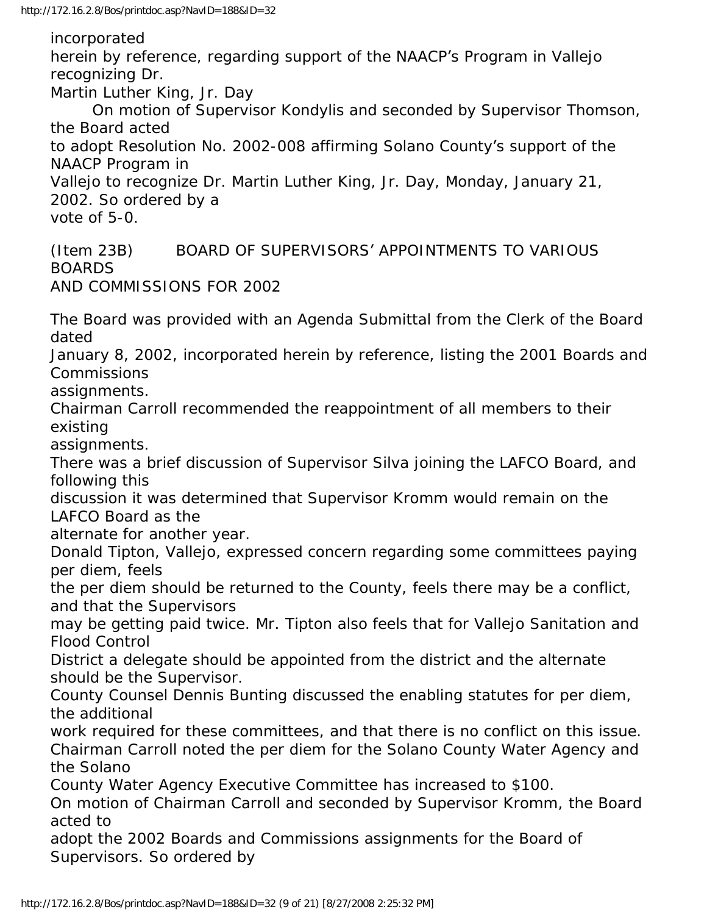incorporated herein by reference, regarding support of the NAACP's Program in Vallejo recognizing Dr. Martin Luther King, Jr. Day

On motion of Supervisor Kondylis and seconded by Supervisor Thomson, the Board acted to adopt Resolution No. 2002-008 affirming Solano County's support of the NAACP Program in Vallejo to recognize Dr. Martin Luther King, Jr. Day, Monday, January 21, 2002. So ordered by a vote of 5-0.

(Item 23B) BOARD OF SUPERVISORS' APPOINTMENTS TO VARIOUS BOARDS AND COMMISSIONS FOR 2002

The Board was provided with an Agenda Submittal from the Clerk of the Board dated January 8, 2002, incorporated herein by reference, listing the 2001 Boards and Commissions assignments.

Chairman Carroll recommended the reappointment of all members to their existing assignments.

There was a brief discussion of Supervisor Silva joining the LAFCO Board, and following this discussion it was determined that Supervisor Kromm would remain on the LAFCO Board as the alternate for another year.

Donald Tipton, Vallejo, expressed concern regarding some committees paying per diem, feels the per diem should be returned to the County, feels there may be a conflict, and that the Supervisors may be getting paid twice. Mr. Tipton also feels that for Vallejo Sanitation and Flood Control District a delegate should be appointed from the district and the alternate should be the Supervisor.

County Counsel Dennis Bunting discussed the enabling statutes for per diem, the additional work required for these committees, and that there is no conflict on this issue.

Chairman Carroll noted the per diem for the Solano County Water Agency and the Solano County Water Agency Executive Committee has increased to $100.

On motion of Chairman Carroll and seconded by Supervisor Kromm, the Board acted to adopt the 2002 Boards and Commissions assignments for the Board of Supervisors. So ordered by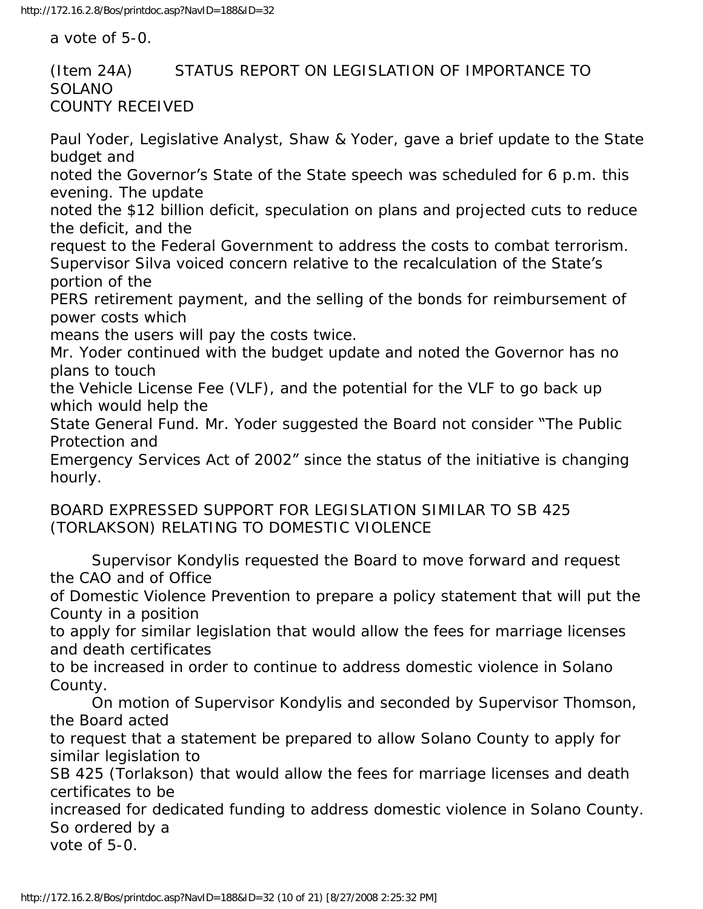a vote of 5-0.

(Item 24A) STATUS REPORT ON LEGISLATION OF IMPORTANCE TO SOLANO COUNTY RECEIVED

Paul Yoder, Legislative Analyst, Shaw & Yoder, gave a brief update to the State budget and noted the Governor's State of the State speech was scheduled for 6 p.m. this evening. The update noted the $12 billion deficit, speculation on plans and projected cuts to reduce the deficit, and the request to the Federal Government to address the costs to combat terrorism.
Supervisor Silva voiced concern relative to the recalculation of the State's portion of the PERS retirement payment, and the selling of the bonds for reimbursement of power costs which means the users will pay the costs twice.
Mr. Yoder continued with the budget update and noted the Governor has no plans to touch the Vehicle License Fee (VLF), and the potential for the VLF to go back up which would help the State General Fund. Mr. Yoder suggested the Board not consider "The Public Protection and Emergency Services Act of 2002" since the status of the initiative is changing hourly.

BOARD EXPRESSED SUPPORT FOR LEGISLATION SIMILAR TO SB 425 (TORLAKSON) RELATING TO DOMESTIC VIOLENCE

Supervisor Kondylis requested the Board to move forward and request the CAO and of Office of Domestic Violence Prevention to prepare a policy statement that will put the County in a position to apply for similar legislation that would allow the fees for marriage licenses and death certificates to be increased in order to continue to address domestic violence in Solano County.

On motion of Supervisor Kondylis and seconded by Supervisor Thomson, the Board acted to request that a statement be prepared to allow Solano County to apply for similar legislation to SB 425 (Torlakson) that would allow the fees for marriage licenses and death certificates to be increased for dedicated funding to address domestic violence in Solano County. So ordered by a vote of 5-0.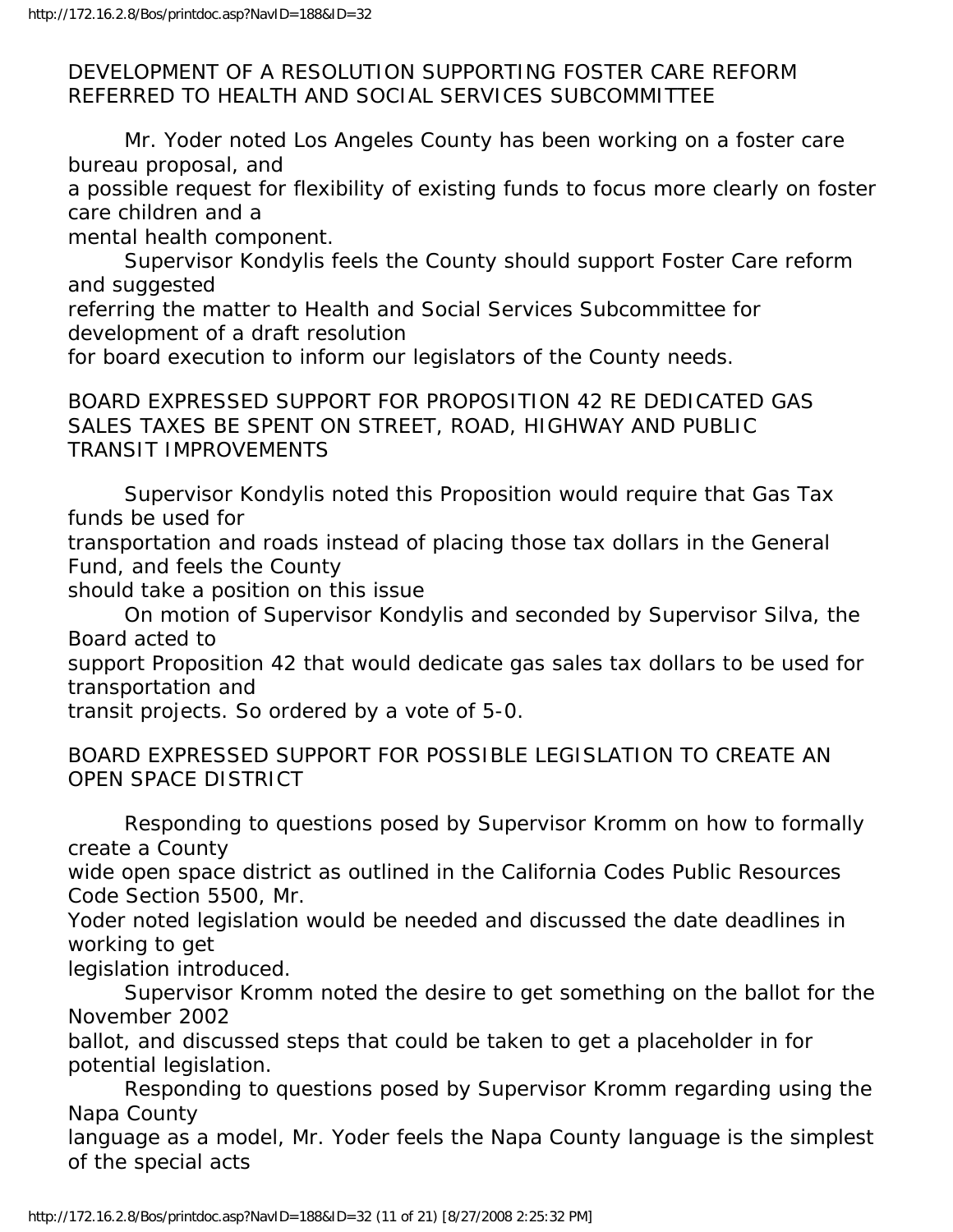DEVELOPMENT OF A RESOLUTION SUPPORTING FOSTER CARE REFORM REFERRED TO HEALTH AND SOCIAL SERVICES SUBCOMMITTEE

Mr. Yoder noted Los Angeles County has been working on a foster care bureau proposal, and a possible request for flexibility of existing funds to focus more clearly on foster care children and a mental health component.

Supervisor Kondylis feels the County should support Foster Care reform and suggested referring the matter to Health and Social Services Subcommittee for development of a draft resolution for board execution to inform our legislators of the County needs.

BOARD EXPRESSED SUPPORT FOR PROPOSITION 42 RE DEDICATED GAS SALES TAXES BE SPENT ON STREET, ROAD, HIGHWAY AND PUBLIC TRANSIT IMPROVEMENTS

Supervisor Kondylis noted this Proposition would require that Gas Tax funds be used for transportation and roads instead of placing those tax dollars in the General Fund, and feels the County should take a position on this issue

On motion of Supervisor Kondylis and seconded by Supervisor Silva, the Board acted to support Proposition 42 that would dedicate gas sales tax dollars to be used for transportation and transit projects. So ordered by a vote of 5-0.

BOARD EXPRESSED SUPPORT FOR POSSIBLE LEGISLATION TO CREATE AN OPEN SPACE DISTRICT

Responding to questions posed by Supervisor Kromm on how to formally create a County wide open space district as outlined in the California Codes Public Resources Code Section 5500, Mr. Yoder noted legislation would be needed and discussed the date deadlines in working to get legislation introduced.

Supervisor Kromm noted the desire to get something on the ballot for the November 2002 ballot, and discussed steps that could be taken to get a placeholder in for potential legislation.

Responding to questions posed by Supervisor Kromm regarding using the Napa County language as a model, Mr. Yoder feels the Napa County language is the simplest of the special acts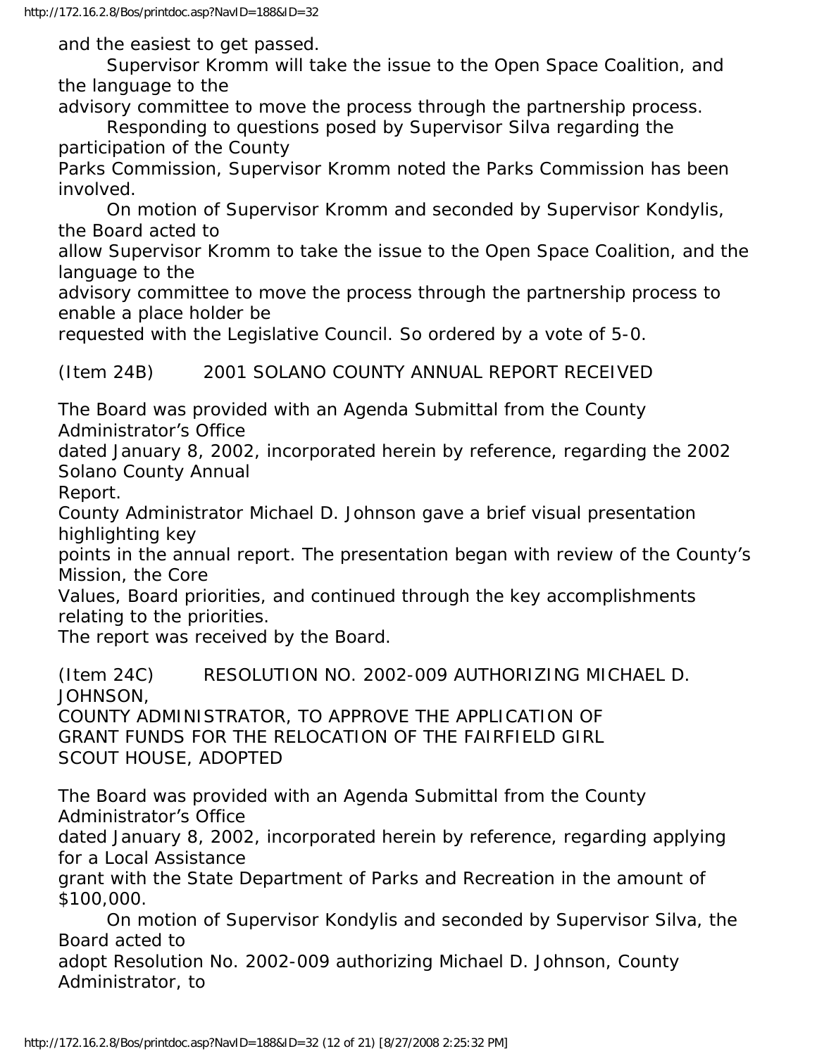and the easiest to get passed.

Supervisor Kromm will take the issue to the Open Space Coalition, and the language to the advisory committee to move the process through the partnership process.

Responding to questions posed by Supervisor Silva regarding the participation of the County Parks Commission, Supervisor Kromm noted the Parks Commission has been involved.

On motion of Supervisor Kromm and seconded by Supervisor Kondylis, the Board acted to allow Supervisor Kromm to take the issue to the Open Space Coalition, and the language to the advisory committee to move the process through the partnership process to enable a place holder be requested with the Legislative Council. So ordered by a vote of 5-0.

(Item 24B) 2001 SOLANO COUNTY ANNUAL REPORT RECEIVED

The Board was provided with an Agenda Submittal from the County Administrator's Office dated January 8, 2002, incorporated herein by reference, regarding the 2002 Solano County Annual Report.

County Administrator Michael D. Johnson gave a brief visual presentation highlighting key points in the annual report. The presentation began with review of the County's Mission, the Core Values, Board priorities, and continued through the key accomplishments relating to the priorities.

The report was received by the Board.

(Item 24C) RESOLUTION NO. 2002-009 AUTHORIZING MICHAEL D. JOHNSON, COUNTY ADMINISTRATOR, TO APPROVE THE APPLICATION OF GRANT FUNDS FOR THE RELOCATION OF THE FAIRFIELD GIRL SCOUT HOUSE, ADOPTED

The Board was provided with an Agenda Submittal from the County Administrator's Office dated January 8, 2002, incorporated herein by reference, regarding applying for a Local Assistance grant with the State Department of Parks and Recreation in the amount of $100,000.

On motion of Supervisor Kondylis and seconded by Supervisor Silva, the Board acted to adopt Resolution No. 2002-009 authorizing Michael D. Johnson, County Administrator, to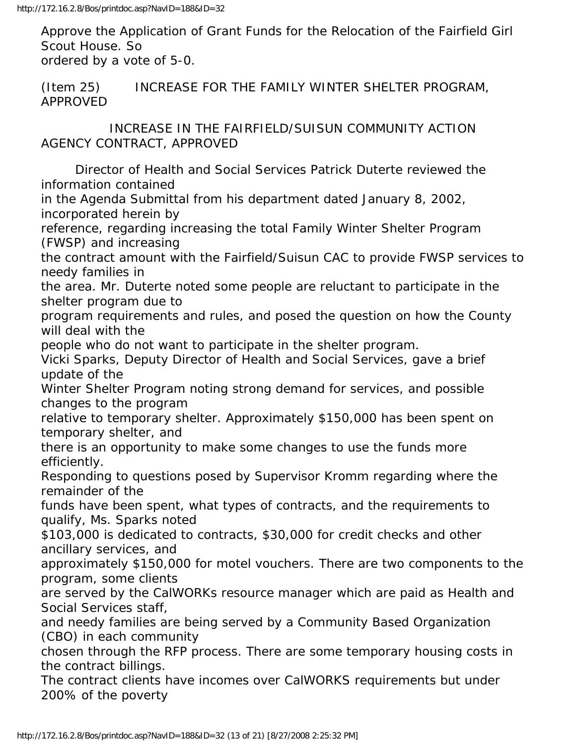Approve the Application of Grant Funds for the Relocation of the Fairfield Girl Scout House. So ordered by a vote of 5-0.

(Item 25) INCREASE FOR THE FAMILY WINTER SHELTER PROGRAM, APPROVED

INCREASE IN THE FAIRFIELD/SUISUN COMMUNITY ACTION AGENCY CONTRACT, APPROVED

Director of Health and Social Services Patrick Duterte reviewed the information contained in the Agenda Submittal from his department dated January 8, 2002, incorporated herein by reference, regarding increasing the total Family Winter Shelter Program (FWSP) and increasing the contract amount with the Fairfield/Suisun CAC to provide FWSP services to needy families in the area. Mr. Duterte noted some people are reluctant to participate in the shelter program due to program requirements and rules, and posed the question on how the County will deal with the people who do not want to participate in the shelter program.

Vicki Sparks, Deputy Director of Health and Social Services, gave a brief update of the Winter Shelter Program noting strong demand for services, and possible changes to the program relative to temporary shelter. Approximately $150,000 has been spent on temporary shelter, and there is an opportunity to make some changes to use the funds more efficiently.

Responding to questions posed by Supervisor Kromm regarding where the remainder of the funds have been spent, what types of contracts, and the requirements to qualify, Ms. Sparks noted $103,000 is dedicated to contracts, $30,000 for credit checks and other ancillary services, and approximately $150,000 for motel vouchers. There are two components to the program, some clients are served by the CalWORKs resource manager which are paid as Health and Social Services staff, and needy families are being served by a Community Based Organization (CBO) in each community chosen through the RFP process. There are some temporary housing costs in the contract billings.

The contract clients have incomes over CalWORKS requirements but under 200% of the poverty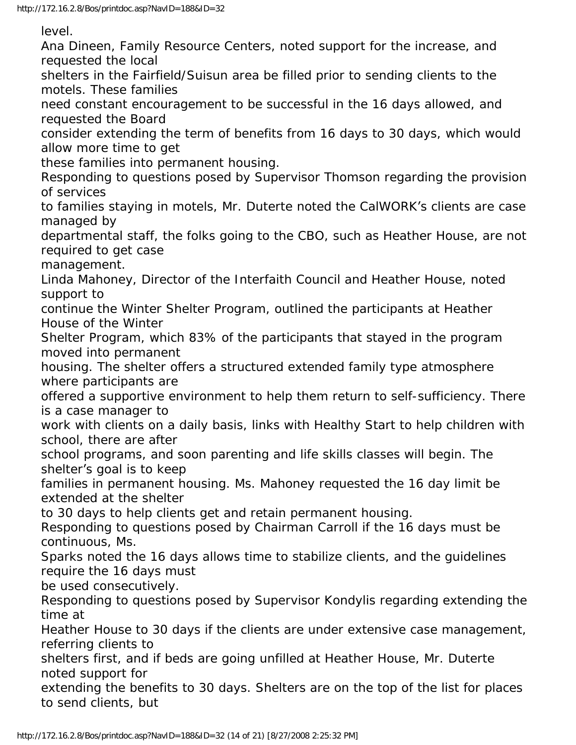level.

Ana Dineen, Family Resource Centers, noted support for the increase, and requested the local shelters in the Fairfield/Suisun area be filled prior to sending clients to the motels. These families need constant encouragement to be successful in the 16 days allowed, and requested the Board consider extending the term of benefits from 16 days to 30 days, which would allow more time to get these families into permanent housing.

Responding to questions posed by Supervisor Thomson regarding the provision of services to families staying in motels, Mr. Duterte noted the CalWORK's clients are case managed by departmental staff, the folks going to the CBO, such as Heather House, are not required to get case management.

Linda Mahoney, Director of the Interfaith Council and Heather House, noted support to continue the Winter Shelter Program, outlined the participants at Heather House of the Winter Shelter Program, which 83% of the participants that stayed in the program moved into permanent housing. The shelter offers a structured extended family type atmosphere where participants are offered a supportive environment to help them return to self-sufficiency. There is a case manager to work with clients on a daily basis, links with Healthy Start to help children with school, there are after school programs, and soon parenting and life skills classes will begin. The shelter's goal is to keep families in permanent housing. Ms. Mahoney requested the 16 day limit be extended at the shelter to 30 days to help clients get and retain permanent housing.

Responding to questions posed by Chairman Carroll if the 16 days must be continuous, Ms. Sparks noted the 16 days allows time to stabilize clients, and the guidelines require the 16 days must be used consecutively.

Responding to questions posed by Supervisor Kondylis regarding extending the time at Heather House to 30 days if the clients are under extensive case management, referring clients to shelters first, and if beds are going unfilled at Heather House, Mr. Duterte noted support for extending the benefits to 30 days. Shelters are on the top of the list for places to send clients, but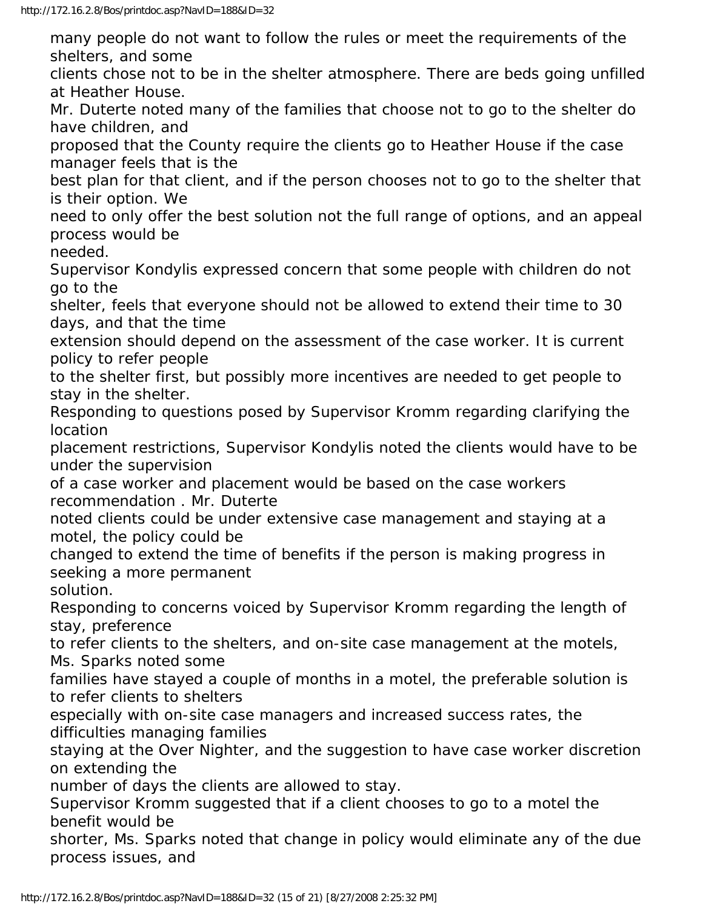many people do not want to follow the rules or meet the requirements of the shelters, and some clients chose not to be in the shelter atmosphere. There are beds going unfilled at Heather House.

Mr. Duterte noted many of the families that choose not to go to the shelter do have children, and proposed that the County require the clients go to Heather House if the case manager feels that is the best plan for that client, and if the person chooses not to go to the shelter that is their option. We need to only offer the best solution not the full range of options, and an appeal process would be needed.

Supervisor Kondylis expressed concern that some people with children do not go to the shelter, feels that everyone should not be allowed to extend their time to 30 days, and that the time extension should depend on the assessment of the case worker. It is current policy to refer people to the shelter first, but possibly more incentives are needed to get people to stay in the shelter.

Responding to questions posed by Supervisor Kromm regarding clarifying the location placement restrictions, Supervisor Kondylis noted the clients would have to be under the supervision of a case worker and placement would be based on the case workers recommendation . Mr. Duterte noted clients could be under extensive case management and staying at a motel, the policy could be changed to extend the time of benefits if the person is making progress in seeking a more permanent solution.

Responding to concerns voiced by Supervisor Kromm regarding the length of stay, preference to refer clients to the shelters, and on-site case management at the motels, Ms. Sparks noted some families have stayed a couple of months in a motel, the preferable solution is to refer clients to shelters especially with on-site case managers and increased success rates, the difficulties managing families staying at the Over Nighter, and the suggestion to have case worker discretion on extending the number of days the clients are allowed to stay.

Supervisor Kromm suggested that if a client chooses to go to a motel the benefit would be shorter, Ms. Sparks noted that change in policy would eliminate any of the due process issues, and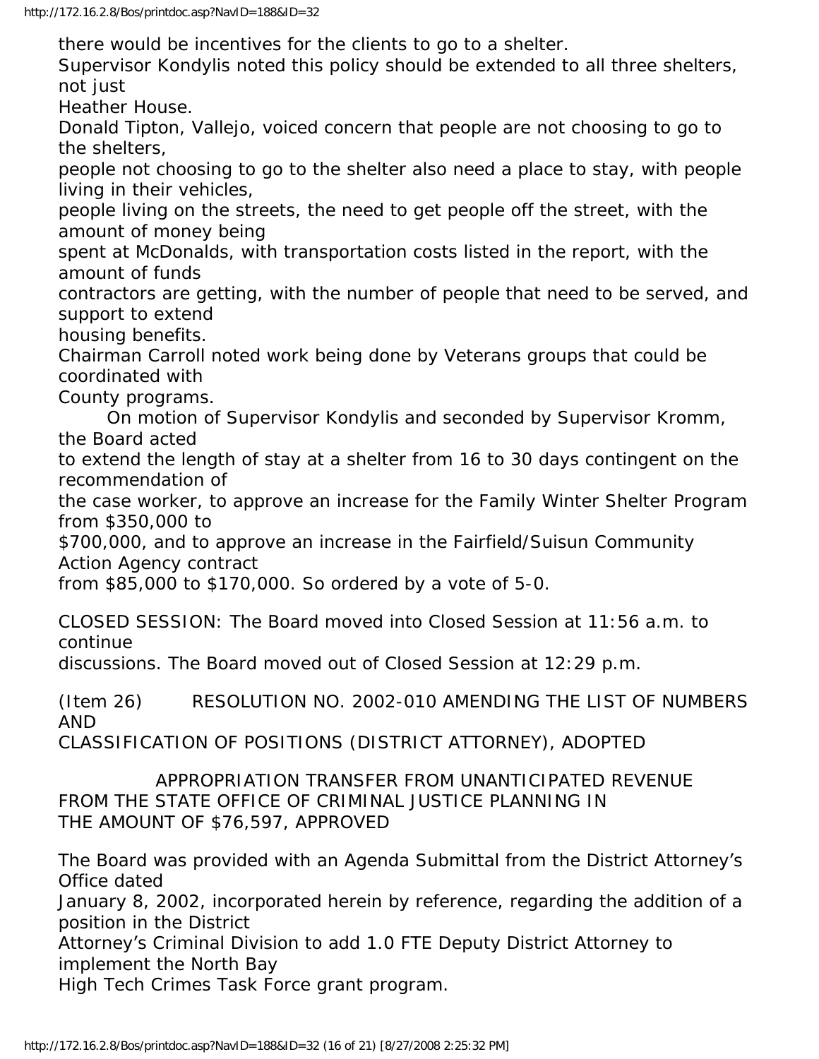there would be incentives for the clients to go to a shelter.

Supervisor Kondylis noted this policy should be extended to all three shelters, not just Heather House.

Donald Tipton, Vallejo, voiced concern that people are not choosing to go to the shelters, people not choosing to go to the shelter also need a place to stay, with people living in their vehicles, people living on the streets, the need to get people off the street, with the amount of money being spent at McDonalds, with transportation costs listed in the report, with the amount of funds contractors are getting, with the number of people that need to be served, and support to extend housing benefits.

Chairman Carroll noted work being done by Veterans groups that could be coordinated with County programs.

On motion of Supervisor Kondylis and seconded by Supervisor Kromm, the Board acted to extend the length of stay at a shelter from 16 to 30 days contingent on the recommendation of the case worker, to approve an increase for the Family Winter Shelter Program from $350,000 to $700,000, and to approve an increase in the Fairfield/Suisun Community Action Agency contract from $85,000 to $170,000. So ordered by a vote of 5-0.

CLOSED SESSION: The Board moved into Closed Session at 11:56 a.m. to continue discussions. The Board moved out of Closed Session at 12:29 p.m.

(Item 26) RESOLUTION NO. 2002-010 AMENDING THE LIST OF NUMBERS AND CLASSIFICATION OF POSITIONS (DISTRICT ATTORNEY), ADOPTED

APPROPRIATION TRANSFER FROM UNANTICIPATED REVENUE FROM THE STATE OFFICE OF CRIMINAL JUSTICE PLANNING IN THE AMOUNT OF $76,597, APPROVED

The Board was provided with an Agenda Submittal from the District Attorney's Office dated January 8, 2002, incorporated herein by reference, regarding the addition of a position in the District Attorney's Criminal Division to add 1.0 FTE Deputy District Attorney to implement the North Bay High Tech Crimes Task Force grant program.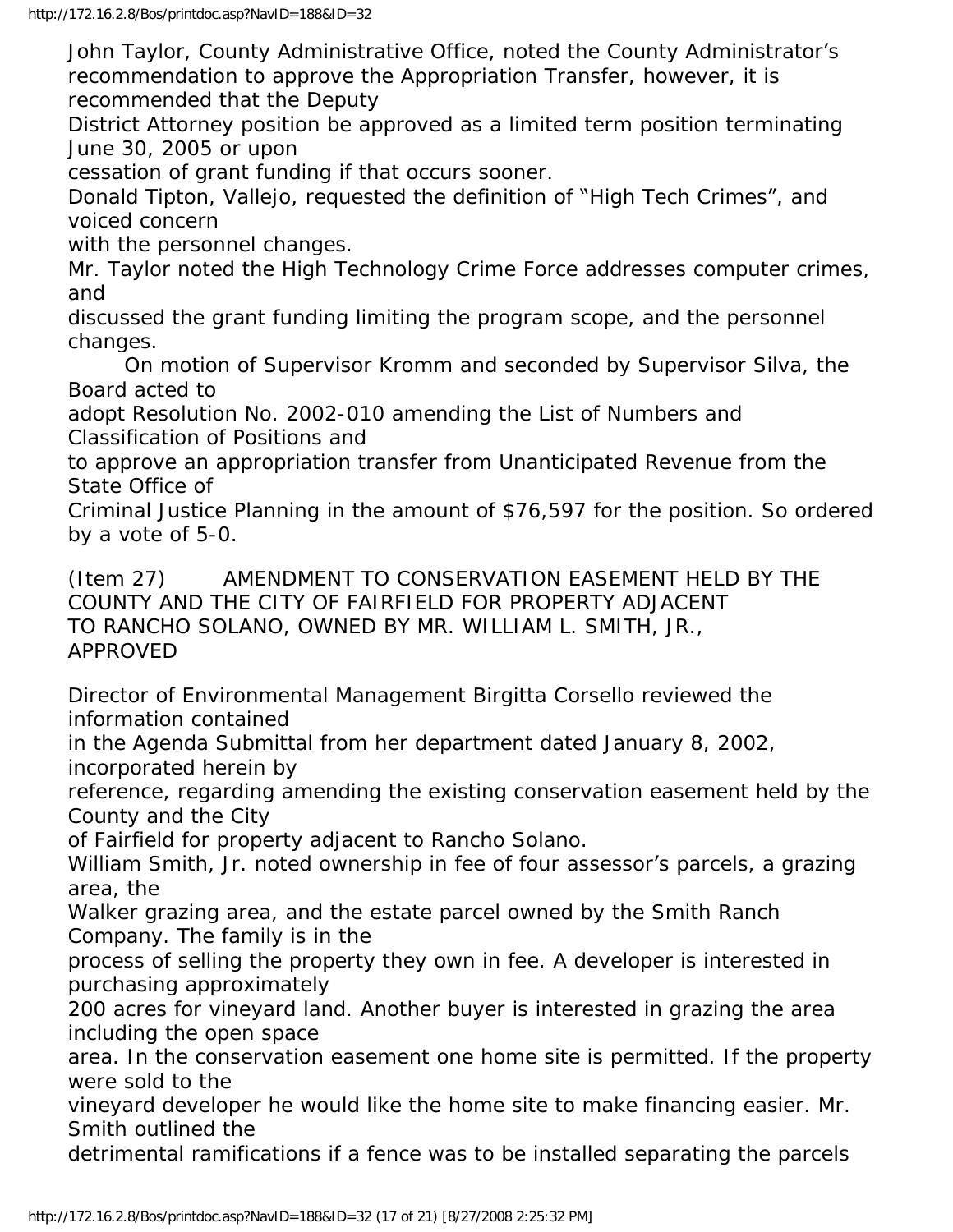John Taylor, County Administrative Office, noted the County Administrator's recommendation to approve the Appropriation Transfer, however, it is recommended that the Deputy District Attorney position be approved as a limited term position terminating June 30, 2005 or upon cessation of grant funding if that occurs sooner.

Donald Tipton, Vallejo, requested the definition of "High Tech Crimes", and voiced concern with the personnel changes.

Mr. Taylor noted the High Technology Crime Force addresses computer crimes, and discussed the grant funding limiting the program scope, and the personnel changes.

On motion of Supervisor Kromm and seconded by Supervisor Silva, the Board acted to adopt Resolution No. 2002-010 amending the List of Numbers and Classification of Positions and to approve an appropriation transfer from Unanticipated Revenue from the State Office of Criminal Justice Planning in the amount of $76,597 for the position. So ordered by a vote of 5-0.

(Item 27) AMENDMENT TO CONSERVATION EASEMENT HELD BY THE COUNTY AND THE CITY OF FAIRFIELD FOR PROPERTY ADJACENT TO RANCHO SOLANO, OWNED BY MR. WILLIAM L. SMITH, JR., APPROVED

Director of Environmental Management Birgitta Corsello reviewed the information contained in the Agenda Submittal from her department dated January 8, 2002, incorporated herein by reference, regarding amending the existing conservation easement held by the County and the City of Fairfield for property adjacent to Rancho Solano.

William Smith, Jr. noted ownership in fee of four assessor's parcels, a grazing area, the Walker grazing area, and the estate parcel owned by the Smith Ranch Company. The family is in the process of selling the property they own in fee. A developer is interested in purchasing approximately 200 acres for vineyard land. Another buyer is interested in grazing the area including the open space area. In the conservation easement one home site is permitted. If the property were sold to the vineyard developer he would like the home site to make financing easier. Mr. Smith outlined the detrimental ramifications if a fence was to be installed separating the parcels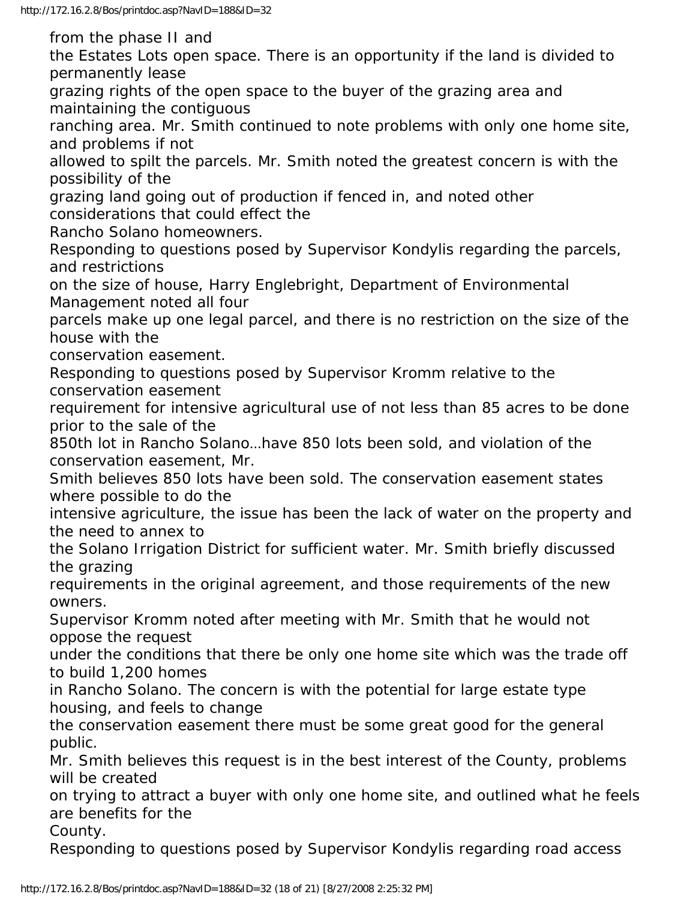from the phase II and the Estates Lots open space. There is an opportunity if the land is divided to permanently lease grazing rights of the open space to the buyer of the grazing area and maintaining the contiguous ranching area. Mr. Smith continued to note problems with only one home site, and problems if not allowed to spilt the parcels. Mr. Smith noted the greatest concern is with the possibility of the grazing land going out of production if fenced in, and noted other considerations that could effect the Rancho Solano homeowners.

Responding to questions posed by Supervisor Kondylis regarding the parcels, and restrictions on the size of house, Harry Englebright, Department of Environmental Management noted all four parcels make up one legal parcel, and there is no restriction on the size of the house with the conservation easement.

Responding to questions posed by Supervisor Kromm relative to the conservation easement requirement for intensive agricultural use of not less than 85 acres to be done prior to the sale of the 850th lot in Rancho Solano…have 850 lots been sold, and violation of the conservation easement, Mr. Smith believes 850 lots have been sold. The conservation easement states where possible to do the intensive agriculture, the issue has been the lack of water on the property and the need to annex to the Solano Irrigation District for sufficient water. Mr. Smith briefly discussed the grazing requirements in the original agreement, and those requirements of the new owners.

Supervisor Kromm noted after meeting with Mr. Smith that he would not oppose the request under the conditions that there be only one home site which was the trade off to build 1,200 homes in Rancho Solano. The concern is with the potential for large estate type housing, and feels to change the conservation easement there must be some great good for the general public.

Mr. Smith believes this request is in the best interest of the County, problems will be created on trying to attract a buyer with only one home site, and outlined what he feels are benefits for the County.

Responding to questions posed by Supervisor Kondylis regarding road access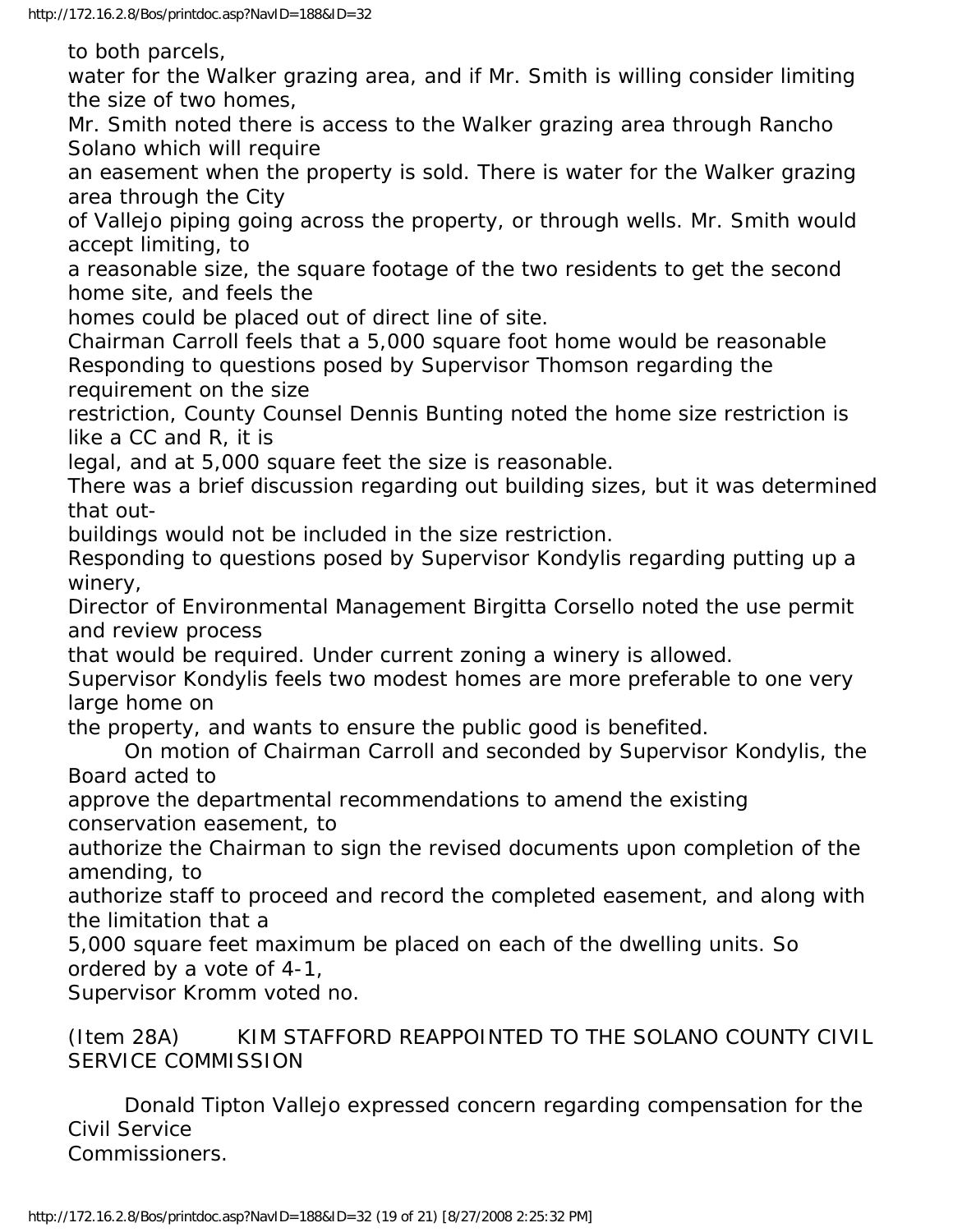to both parcels,
water for the Walker grazing area, and if Mr. Smith is willing consider limiting the size of two homes,
Mr. Smith noted there is access to the Walker grazing area through Rancho Solano which will require an easement when the property is sold. There is water for the Walker grazing area through the City of Vallejo piping going across the property, or through wells. Mr. Smith would accept limiting, to a reasonable size, the square footage of the two residents to get the second home site, and feels the homes could be placed out of direct line of site.

Chairman Carroll feels that a 5,000 square foot home would be reasonable

Responding to questions posed by Supervisor Thomson regarding the requirement on the size restriction, County Counsel Dennis Bunting noted the home size restriction is like a CC and R, it is legal, and at 5,000 square feet the size is reasonable.

There was a brief discussion regarding out building sizes, but it was determined that out-buildings would not be included in the size restriction.

Responding to questions posed by Supervisor Kondylis regarding putting up a winery, Director of Environmental Management Birgitta Corsello noted the use permit and review process that would be required. Under current zoning a winery is allowed.

Supervisor Kondylis feels two modest homes are more preferable to one very large home on the property, and wants to ensure the public good is benefited.

On motion of Chairman Carroll and seconded by Supervisor Kondylis, the Board acted to approve the departmental recommendations to amend the existing conservation easement, to authorize the Chairman to sign the revised documents upon completion of the amending, to authorize staff to proceed and record the completed easement, and along with the limitation that a 5,000 square feet maximum be placed on each of the dwelling units. So ordered by a vote of 4-1, Supervisor Kromm voted no.

(Item 28A) KIM STAFFORD REAPPOINTED TO THE SOLANO COUNTY CIVIL SERVICE COMMISSION

Donald Tipton Vallejo expressed concern regarding compensation for the Civil Service Commissioners.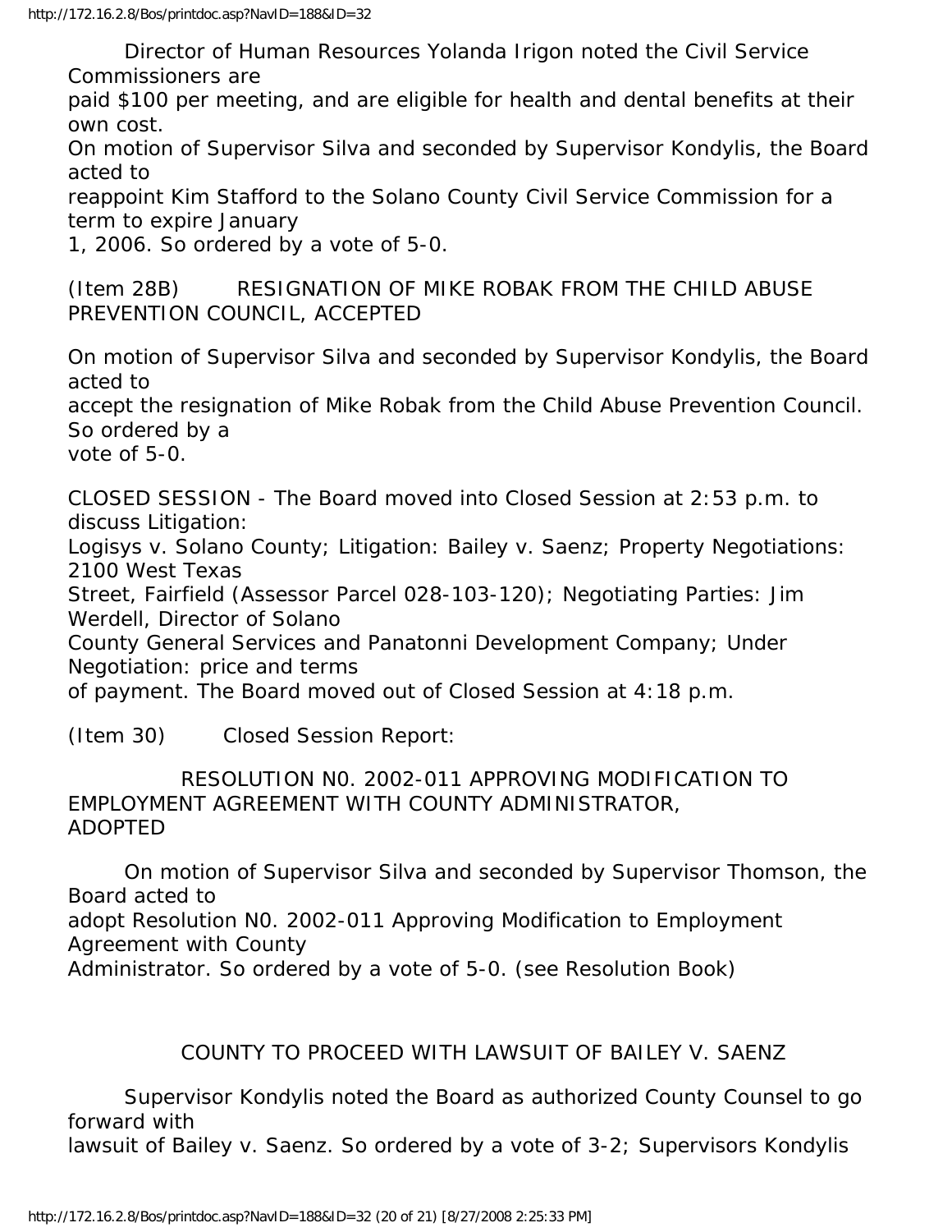Director of Human Resources Yolanda Irigon noted the Civil Service Commissioners are paid $100 per meeting, and are eligible for health and dental benefits at their own cost.

On motion of Supervisor Silva and seconded by Supervisor Kondylis, the Board acted to reappoint Kim Stafford to the Solano County Civil Service Commission for a term to expire January 1, 2006. So ordered by a vote of 5-0.

(Item 28B) RESIGNATION OF MIKE ROBAK FROM THE CHILD ABUSE PREVENTION COUNCIL, ACCEPTED

On motion of Supervisor Silva and seconded by Supervisor Kondylis, the Board acted to accept the resignation of Mike Robak from the Child Abuse Prevention Council. So ordered by a vote of 5-0.

CLOSED SESSION - The Board moved into Closed Session at 2:53 p.m. to discuss Litigation: Logisys v. Solano County; Litigation: Bailey v. Saenz; Property Negotiations: 2100 West Texas Street, Fairfield (Assessor Parcel 028-103-120); Negotiating Parties: Jim Werdell, Director of Solano County General Services and Panatonni Development Company; Under Negotiation: price and terms of payment. The Board moved out of Closed Session at 4:18 p.m.

(Item 30) Closed Session Report:

RESOLUTION N0. 2002-011 APPROVING MODIFICATION TO EMPLOYMENT AGREEMENT WITH COUNTY ADMINISTRATOR, ADOPTED

On motion of Supervisor Silva and seconded by Supervisor Thomson, the Board acted to adopt Resolution N0. 2002-011 Approving Modification to Employment Agreement with County Administrator. So ordered by a vote of 5-0. (see Resolution Book)

COUNTY TO PROCEED WITH LAWSUIT OF BAILEY V. SAENZ

Supervisor Kondylis noted the Board as authorized County Counsel to go forward with lawsuit of Bailey v. Saenz. So ordered by a vote of 3-2; Supervisors Kondylis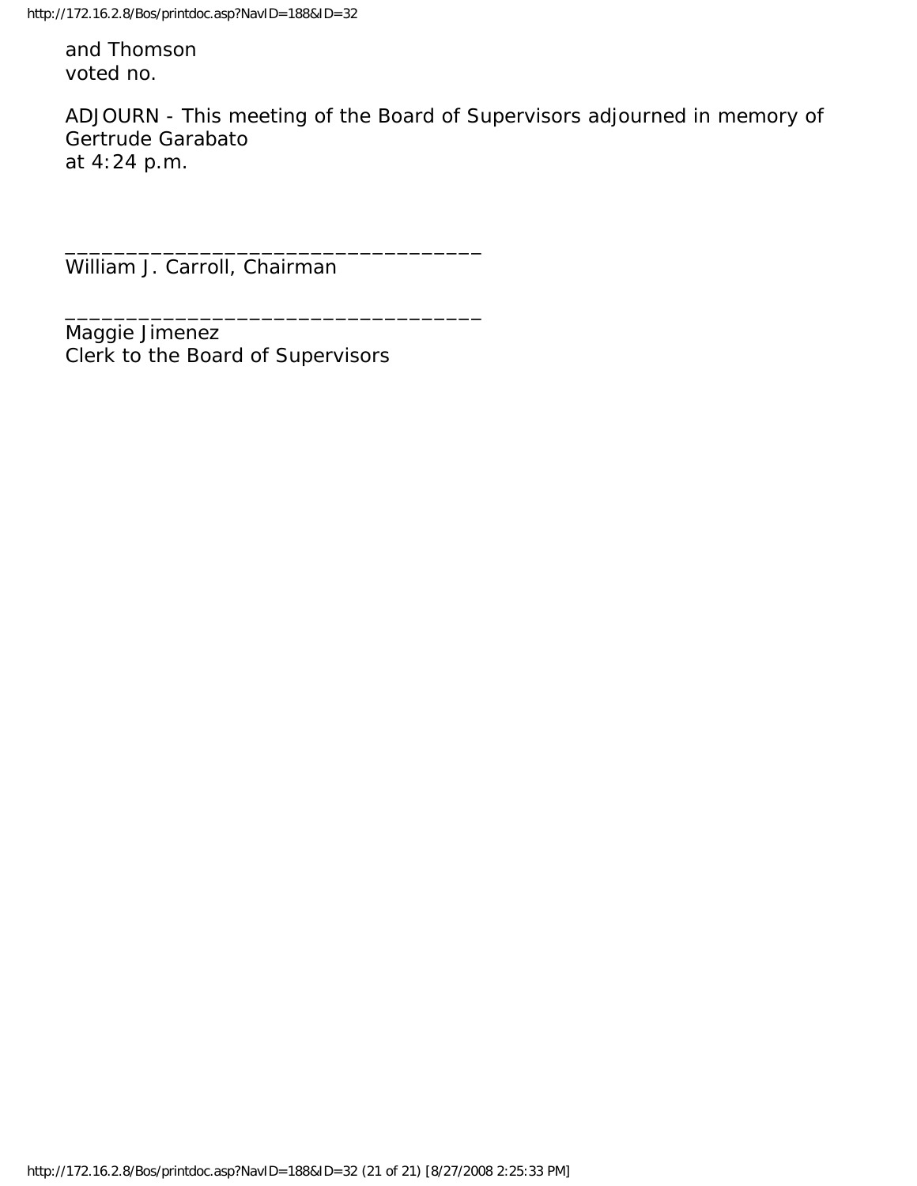and Thomson
voted no.

ADJOURN - This meeting of the Board of Supervisors adjourned in memory of Gertrude Garabato
at 4:24 p.m.

__________________________________
William J. Carroll, Chairman

__________________________________
Maggie Jimenez
Clerk to the Board of Supervisors